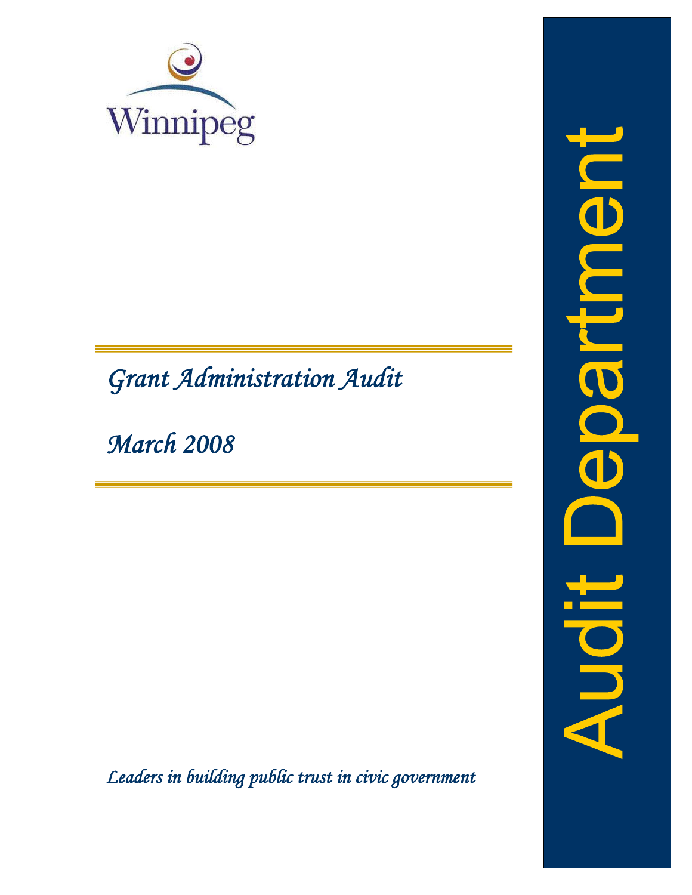Winnipeg

# *Grant Administration Audit*

*March 2008*

*Leaders in building public trust in civic government*

Audit Department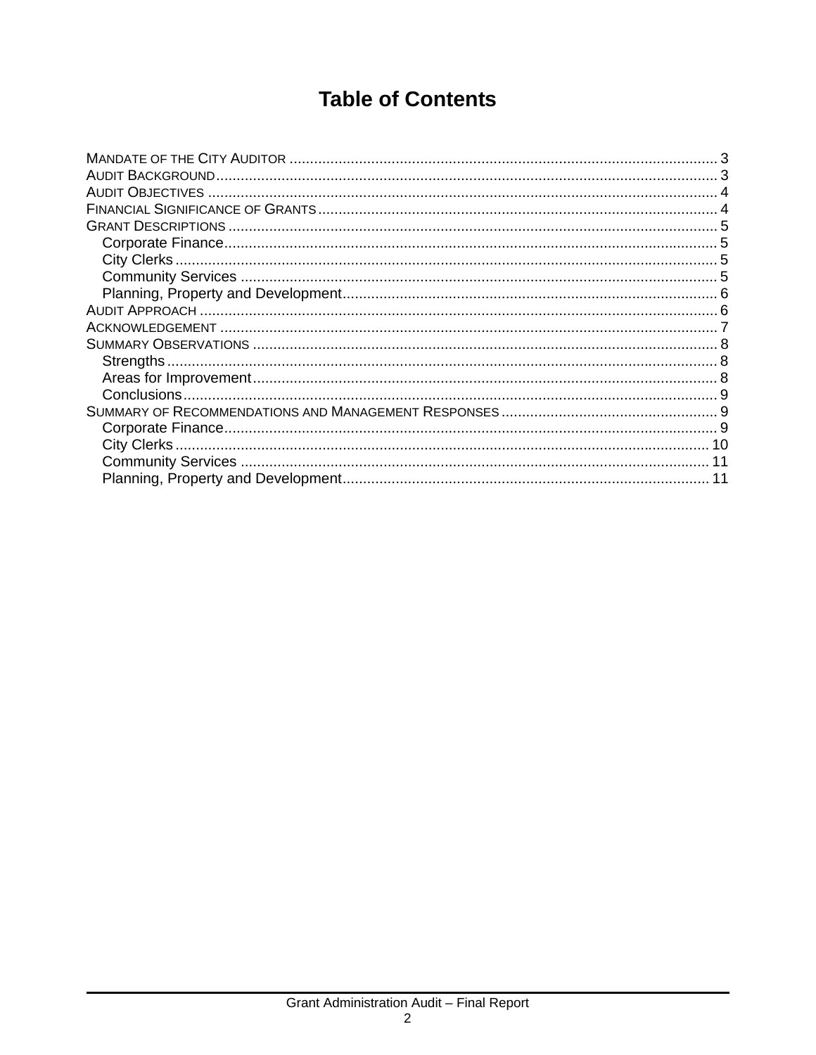# Table of Contents

MANDATE OF THE CITY AUDITOR ........................................................................................................ 3
AUDIT BACKGROUND .......................................................................................................................... 3
AUDIT OBJECTIVES ............................................................................................................................. 4
FINANCIAL SIGNIFICANCE OF GRANTS ................................................................................................. 4
GRANT DESCRIPTIONS ........................................................................................................................ 5
 Corporate Finance ........................................................................................................................ 5
 City Clerks ..................................................................................................................................... 5
 Community Services .................................................................................................................... 5
 Planning, Property and Development ........................................................................................... 6
AUDIT APPROACH ............................................................................................................................... 6
ACKNOWLEDGEMENT .......................................................................................................................... 7
SUMMARY OBSERVATIONS ................................................................................................................. 8
 Strengths ....................................................................................................................................... 8
 Areas for Improvement ................................................................................................................. 8
 Conclusions .................................................................................................................................. 9
SUMMARY OF RECOMMENDATIONS AND MANAGEMENT RESPONSES ..................................................... 9
 Corporate Finance ........................................................................................................................ 9
 City Clerks ................................................................................................................................... 10
 Community Services .................................................................................................................. 11
 Planning, Property and Development ......................................................................................... 11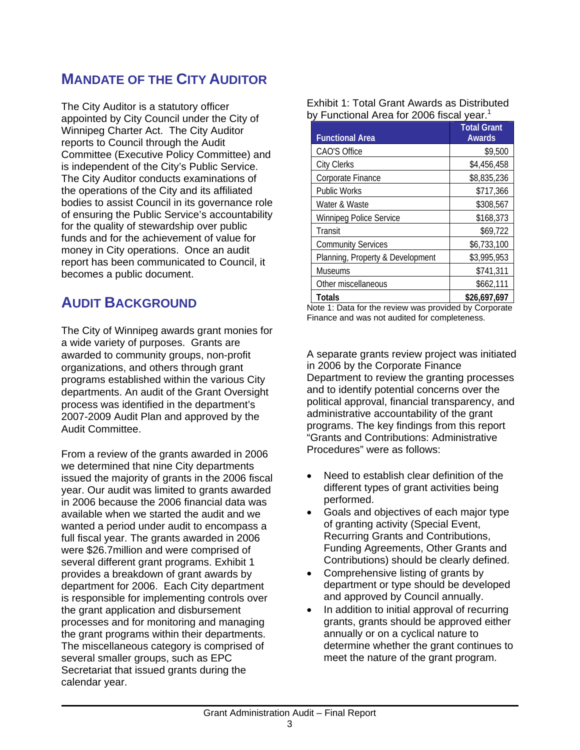## MANDATE OF THE CITY AUDITOR

The City Auditor is a statutory officer appointed by City Council under the City of Winnipeg Charter Act. The City Auditor reports to Council through the Audit Committee (Executive Policy Committee) and is independent of the City's Public Service. The City Auditor conducts examinations of the operations of the City and its affiliated bodies to assist Council in its governance role of ensuring the Public Service's accountability for the quality of stewardship over public funds and for the achievement of value for money in City operations. Once an audit report has been communicated to Council, it becomes a public document.

## AUDIT BACKGROUND

The City of Winnipeg awards grant monies for a wide variety of purposes. Grants are awarded to community groups, non-profit organizations, and others through grant programs established within the various City departments. An audit of the Grant Oversight process was identified in the department's 2007-2009 Audit Plan and approved by the Audit Committee.

From a review of the grants awarded in 2006 we determined that nine City departments issued the majority of grants in the 2006 fiscal year. Our audit was limited to grants awarded in 2006 because the 2006 financial data was available when we started the audit and we wanted a period under audit to encompass a full fiscal year. The grants awarded in 2006 were $26.7million and were comprised of several different grant programs. Exhibit 1 provides a breakdown of grant awards by department for 2006. Each City department is responsible for implementing controls over the grant application and disbursement processes and for monitoring and managing the grant programs within their departments. The miscellaneous category is comprised of several smaller groups, such as EPC Secretariat that issued grants during the calendar year.

Exhibit 1: Total Grant Awards as Distributed by Functional Area for 2006 fiscal year.[1]

| Functional Area | Total Grant Awards |
|---|---|
| CAO'S Office | $9,500 |
| City Clerks | $4,456,458 |
| Corporate Finance | $8,835,236 |
| Public Works | $717,366 |
| Water & Waste | $308,567 |
| Winnipeg Police Service | $168,373 |
| Transit | $69,722 |
| Community Services | $6,733,100 |
| Planning, Property & Development | $3,995,953 |
| Museums | $741,311 |
| Other miscellaneous | $662,111 |
| **Totals** | **$26,697,697** |

Note 1: Data for the review was provided by Corporate Finance and was not audited for completeness.

A separate grants review project was initiated in 2006 by the Corporate Finance Department to review the granting processes and to identify potential concerns over the political approval, financial transparency, and administrative accountability of the grant programs. The key findings from this report "Grants and Contributions: Administrative Procedures" were as follows:

- Need to establish clear definition of the different types of grant activities being performed.
- Goals and objectives of each major type of granting activity (Special Event, Recurring Grants and Contributions, Funding Agreements, Other Grants and Contributions) should be clearly defined.
- Comprehensive listing of grants by department or type should be developed and approved by Council annually.
- In addition to initial approval of recurring grants, grants should be approved either annually or on a cyclical nature to determine whether the grant continues to meet the nature of the grant program.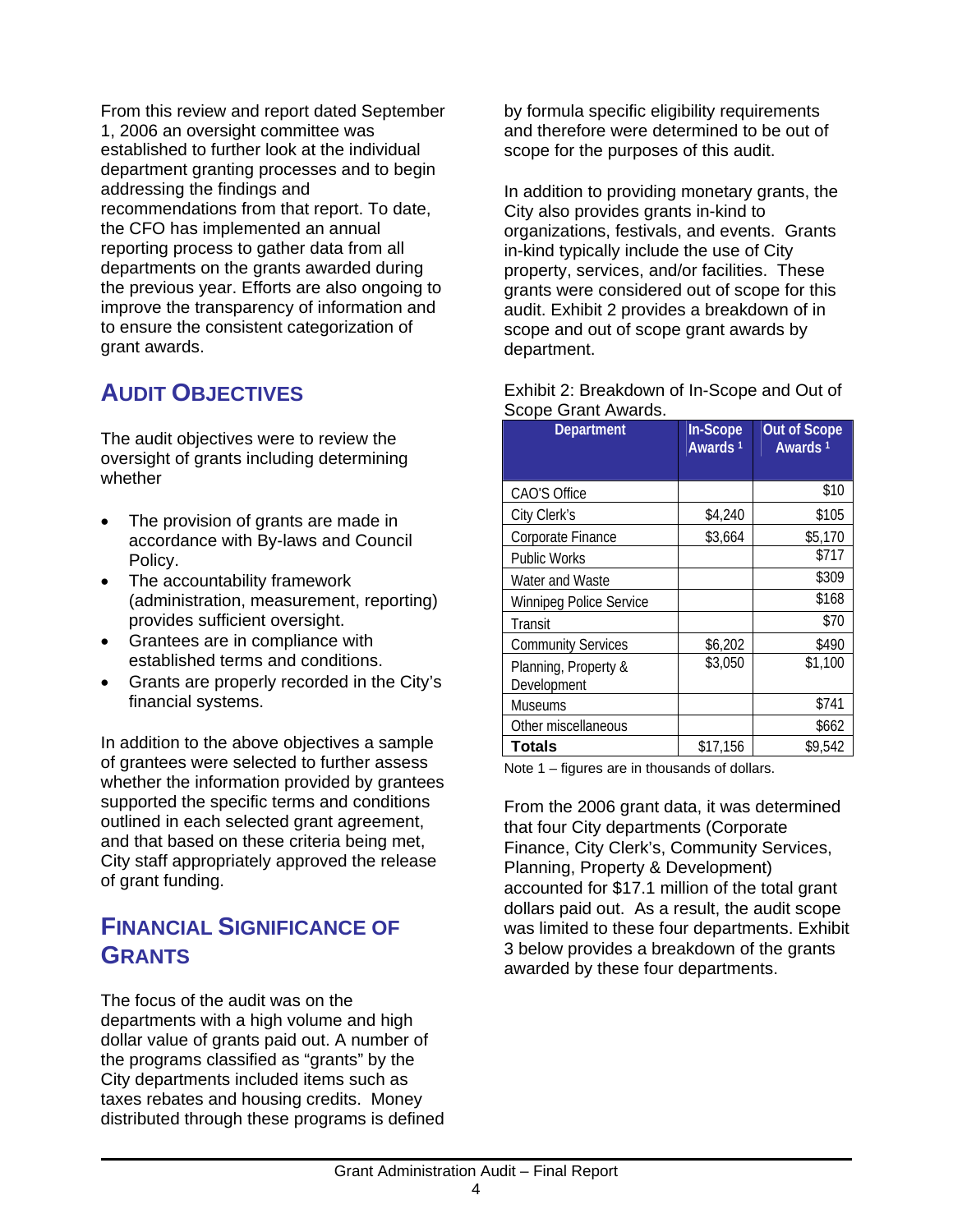From this review and report dated September 1, 2006 an oversight committee was established to further look at the individual department granting processes and to begin addressing the findings and recommendations from that report. To date, the CFO has implemented an annual reporting process to gather data from all departments on the grants awarded during the previous year. Efforts are also ongoing to improve the transparency of information and to ensure the consistent categorization of grant awards.

## AUDIT OBJECTIVES

The audit objectives were to review the oversight of grants including determining whether

- The provision of grants are made in accordance with By-laws and Council Policy.
- The accountability framework (administration, measurement, reporting) provides sufficient oversight.
- Grantees are in compliance with established terms and conditions.
- Grants are properly recorded in the City's financial systems.

In addition to the above objectives a sample of grantees were selected to further assess whether the information provided by grantees supported the specific terms and conditions outlined in each selected grant agreement, and that based on these criteria being met, City staff appropriately approved the release of grant funding.

## FINANCIAL SIGNIFICANCE OF GRANTS

The focus of the audit was on the departments with a high volume and high dollar value of grants paid out. A number of the programs classified as "grants" by the City departments included items such as taxes rebates and housing credits. Money distributed through these programs is defined by formula specific eligibility requirements and therefore were determined to be out of scope for the purposes of this audit.

In addition to providing monetary grants, the City also provides grants in-kind to organizations, festivals, and events. Grants in-kind typically include the use of City property, services, and/or facilities. These grants were considered out of scope for this audit. Exhibit 2 provides a breakdown of in scope and out of scope grant awards by department.

Exhibit 2: Breakdown of In-Scope and Out of Scope Grant Awards.

| Department | In-Scope Awards [1] | Out of Scope Awards [1] |
|---|---|---|
| CAO'S Office | | $10 |
| City Clerk's | $4,240 | $105 |
| Corporate Finance | $3,664 | $5,170 |
| Public Works | | $717 |
| Water and Waste | | $309 |
| Winnipeg Police Service | | $168 |
| Transit | | $70 |
| Community Services | $6,202 | $490 |
| Planning, Property & Development | $3,050 | $1,100 |
| Museums | | $741 |
| Other miscellaneous | | $662 |
| **Totals** | $17,156 | $9,542 |

Note 1 – figures are in thousands of dollars.

From the 2006 grant data, it was determined that four City departments (Corporate Finance, City Clerk's, Community Services, Planning, Property & Development) accounted for $17.1 million of the total grant dollars paid out. As a result, the audit scope was limited to these four departments. Exhibit 3 below provides a breakdown of the grants awarded by these four departments.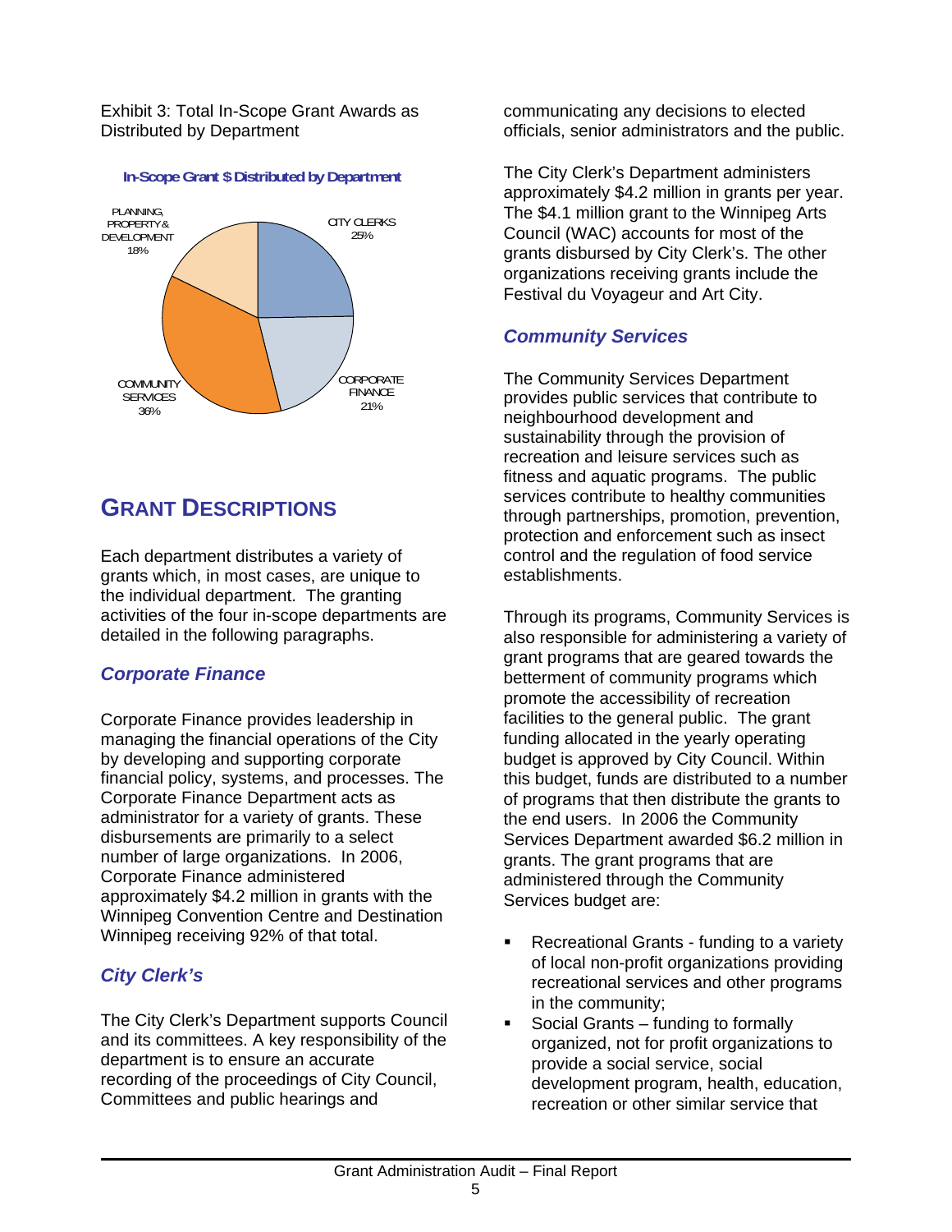Exhibit 3: Total In-Scope Grant Awards as Distributed by Department

**In-Scope Grant $ Distributed by Department**

| Department | Share |
| --- | --- |
| CITY CLERKS | 25% |
| CORPORATE FINANCE | 21% |
| COMMUNITY SERVICES | 36% |
| PLANNING, PROPERTY & DEVELOPMENT | 18% |

## GRANT DESCRIPTIONS

Each department distributes a variety of grants which, in most cases, are unique to the individual department. The granting activities of the four in-scope departments are detailed in the following paragraphs.

### *Corporate Finance*

Corporate Finance provides leadership in managing the financial operations of the City by developing and supporting corporate financial policy, systems, and processes. The Corporate Finance Department acts as administrator for a variety of grants. These disbursements are primarily to a select number of large organizations. In 2006, Corporate Finance administered approximately $4.2 million in grants with the Winnipeg Convention Centre and Destination Winnipeg receiving 92% of that total.

### *City Clerk's*

The City Clerk's Department supports Council and its committees. A key responsibility of the department is to ensure an accurate recording of the proceedings of City Council, Committees and public hearings and communicating any decisions to elected officials, senior administrators and the public.

The City Clerk's Department administers approximately $4.2 million in grants per year. The $4.1 million grant to the Winnipeg Arts Council (WAC) accounts for most of the grants disbursed by City Clerk's. The other organizations receiving grants include the Festival du Voyageur and Art City.

### *Community Services*

The Community Services Department provides public services that contribute to neighbourhood development and sustainability through the provision of recreation and leisure services such as fitness and aquatic programs. The public services contribute to healthy communities through partnerships, promotion, prevention, protection and enforcement such as insect control and the regulation of food service establishments.

Through its programs, Community Services is also responsible for administering a variety of grant programs that are geared towards the betterment of community programs which promote the accessibility of recreation facilities to the general public. The grant funding allocated in the yearly operating budget is approved by City Council. Within this budget, funds are distributed to a number of programs that then distribute the grants to the end users. In 2006 the Community Services Department awarded $6.2 million in grants. The grant programs that are administered through the Community Services budget are:

- Recreational Grants - funding to a variety of local non-profit organizations providing recreational services and other programs in the community;
- Social Grants – funding to formally organized, not for profit organizations to provide a social service, social development program, health, education, recreation or other similar service that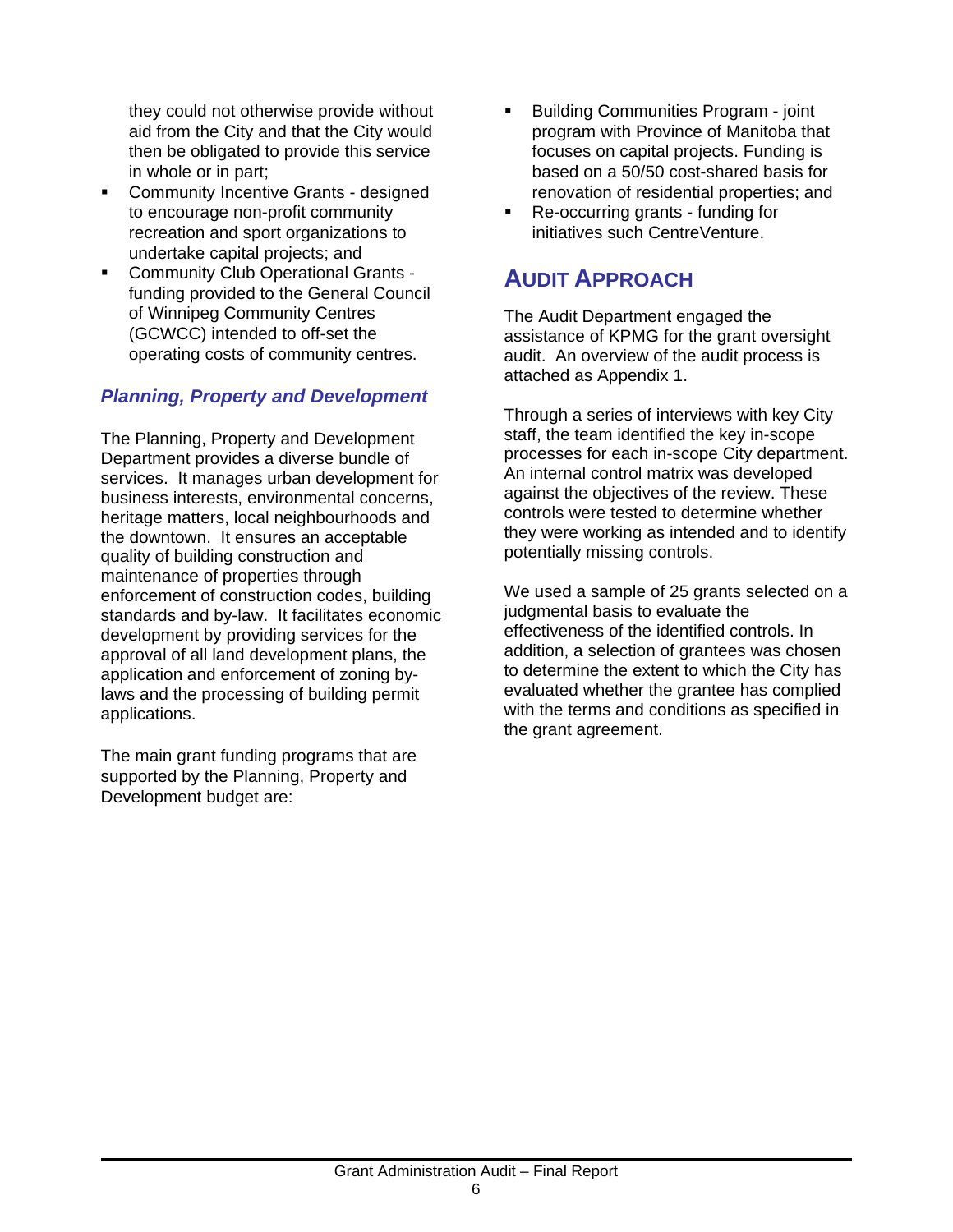they could not otherwise provide without aid from the City and that the City would then be obligated to provide this service in whole or in part;

- Community Incentive Grants - designed to encourage non-profit community recreation and sport organizations to undertake capital projects; and
- Community Club Operational Grants - funding provided to the General Council of Winnipeg Community Centres (GCWCC) intended to off-set the operating costs of community centres.

### *Planning, Property and Development*

The Planning, Property and Development Department provides a diverse bundle of services. It manages urban development for business interests, environmental concerns, heritage matters, local neighbourhoods and the downtown. It ensures an acceptable quality of building construction and maintenance of properties through enforcement of construction codes, building standards and by-law. It facilitates economic development by providing services for the approval of all land development plans, the application and enforcement of zoning by-laws and the processing of building permit applications.

The main grant funding programs that are supported by the Planning, Property and Development budget are:

- Building Communities Program - joint program with Province of Manitoba that focuses on capital projects. Funding is based on a 50/50 cost-shared basis for renovation of residential properties; and
- Re-occurring grants - funding for initiatives such CentreVenture.

## AUDIT APPROACH

The Audit Department engaged the assistance of KPMG for the grant oversight audit. An overview of the audit process is attached as Appendix 1.

Through a series of interviews with key City staff, the team identified the key in-scope processes for each in-scope City department. An internal control matrix was developed against the objectives of the review. These controls were tested to determine whether they were working as intended and to identify potentially missing controls.

We used a sample of 25 grants selected on a judgmental basis to evaluate the effectiveness of the identified controls. In addition, a selection of grantees was chosen to determine the extent to which the City has evaluated whether the grantee has complied with the terms and conditions as specified in the grant agreement.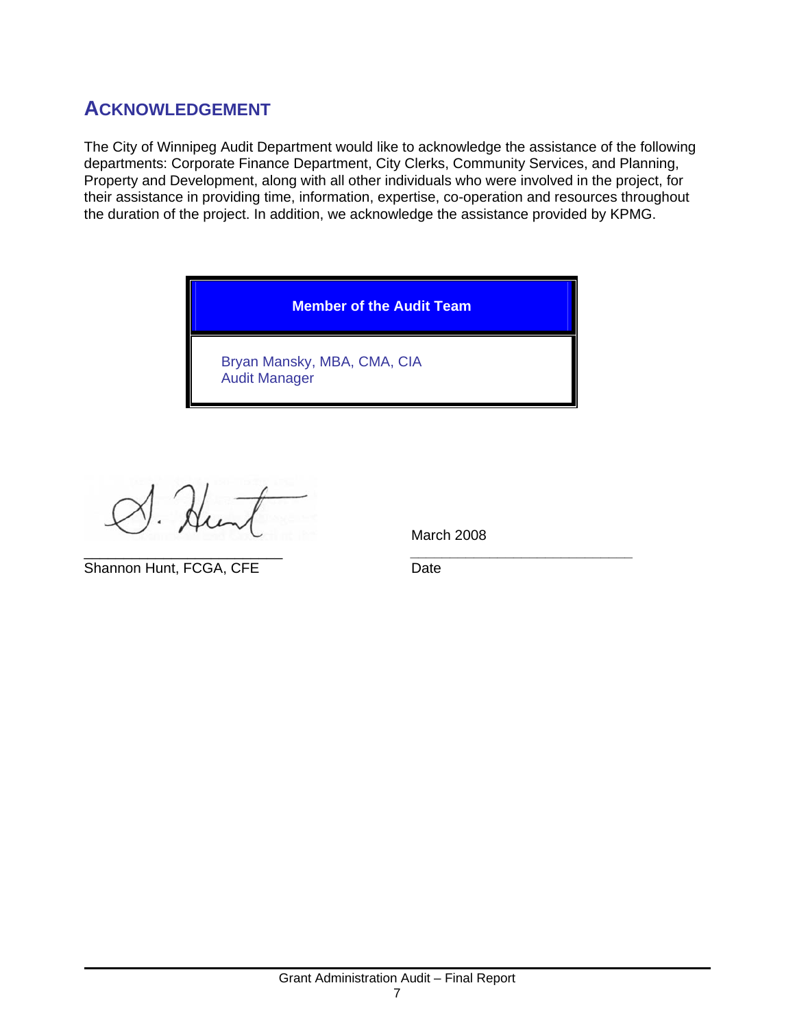## ACKNOWLEDGEMENT

The City of Winnipeg Audit Department would like to acknowledge the assistance of the following departments: Corporate Finance Department, City Clerks, Community Services, and Planning, Property and Development, along with all other individuals who were involved in the project, for their assistance in providing time, information, expertise, co-operation and resources throughout the duration of the project. In addition, we acknowledge the assistance provided by KPMG.

| Member of the Audit Team |
| --- |
| Bryan Mansky, MBA, CMA, CIA<br>Audit Manager |

S. Hunt

\_\_\_\_\_\_\_\_\_\_\_\_\_\_\_\_\_\_\_\_\_\_\_\_\_\_
Shannon Hunt, FCGA, CFE

March 2008

\_\_\_\_\_\_\_\_\_\_\_\_\_\_\_\_\_\_\_\_\_\_\_\_\_\_
Date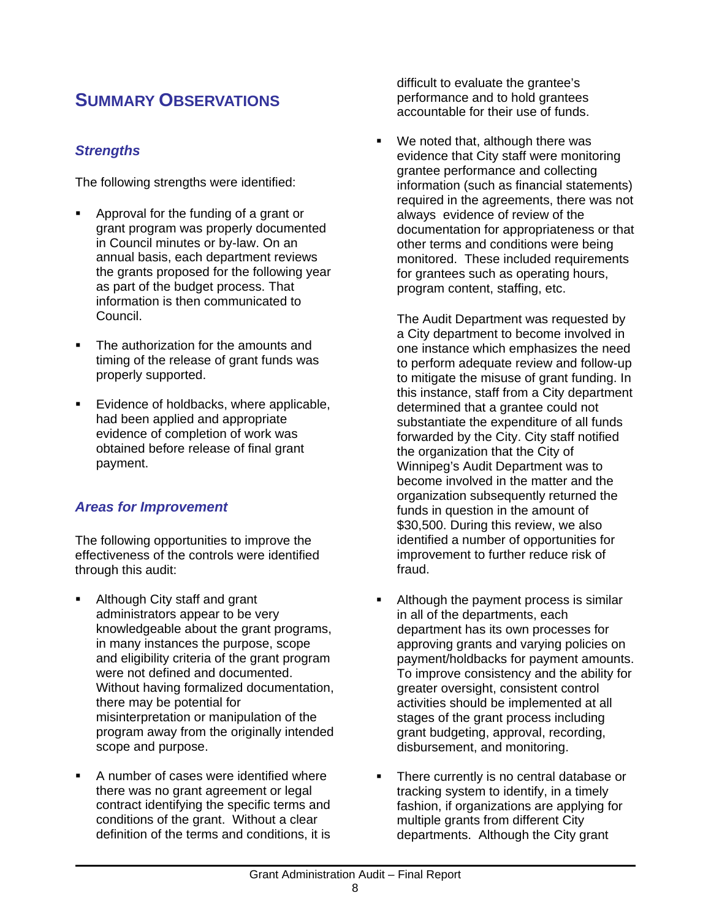## SUMMARY OBSERVATIONS

### *Strengths*

The following strengths were identified:

- Approval for the funding of a grant or grant program was properly documented in Council minutes or by-law. On an annual basis, each department reviews the grants proposed for the following year as part of the budget process. That information is then communicated to Council.
- The authorization for the amounts and timing of the release of grant funds was properly supported.
- Evidence of holdbacks, where applicable, had been applied and appropriate evidence of completion of work was obtained before release of final grant payment.

### *Areas for Improvement*

The following opportunities to improve the effectiveness of the controls were identified through this audit:

- Although City staff and grant administrators appear to be very knowledgeable about the grant programs, in many instances the purpose, scope and eligibility criteria of the grant program were not defined and documented. Without having formalized documentation, there may be potential for misinterpretation or manipulation of the program away from the originally intended scope and purpose.
- A number of cases were identified where there was no grant agreement or legal contract identifying the specific terms and conditions of the grant. Without a clear definition of the terms and conditions, it is difficult to evaluate the grantee's performance and to hold grantees accountable for their use of funds.
- We noted that, although there was evidence that City staff were monitoring grantee performance and collecting information (such as financial statements) required in the agreements, there was not always evidence of review of the documentation for appropriateness or that other terms and conditions were being monitored. These included requirements for grantees such as operating hours, program content, staffing, etc.

  The Audit Department was requested by a City department to become involved in one instance which emphasizes the need to perform adequate review and follow-up to mitigate the misuse of grant funding. In this instance, staff from a City department determined that a grantee could not substantiate the expenditure of all funds forwarded by the City. City staff notified the organization that the City of Winnipeg's Audit Department was to become involved in the matter and the organization subsequently returned the funds in question in the amount of $30,500. During this review, we also identified a number of opportunities for improvement to further reduce risk of fraud.
- Although the payment process is similar in all of the departments, each department has its own processes for approving grants and varying policies on payment/holdbacks for payment amounts. To improve consistency and the ability for greater oversight, consistent control activities should be implemented at all stages of the grant process including grant budgeting, approval, recording, disbursement, and monitoring.
- There currently is no central database or tracking system to identify, in a timely fashion, if organizations are applying for multiple grants from different City departments. Although the City grant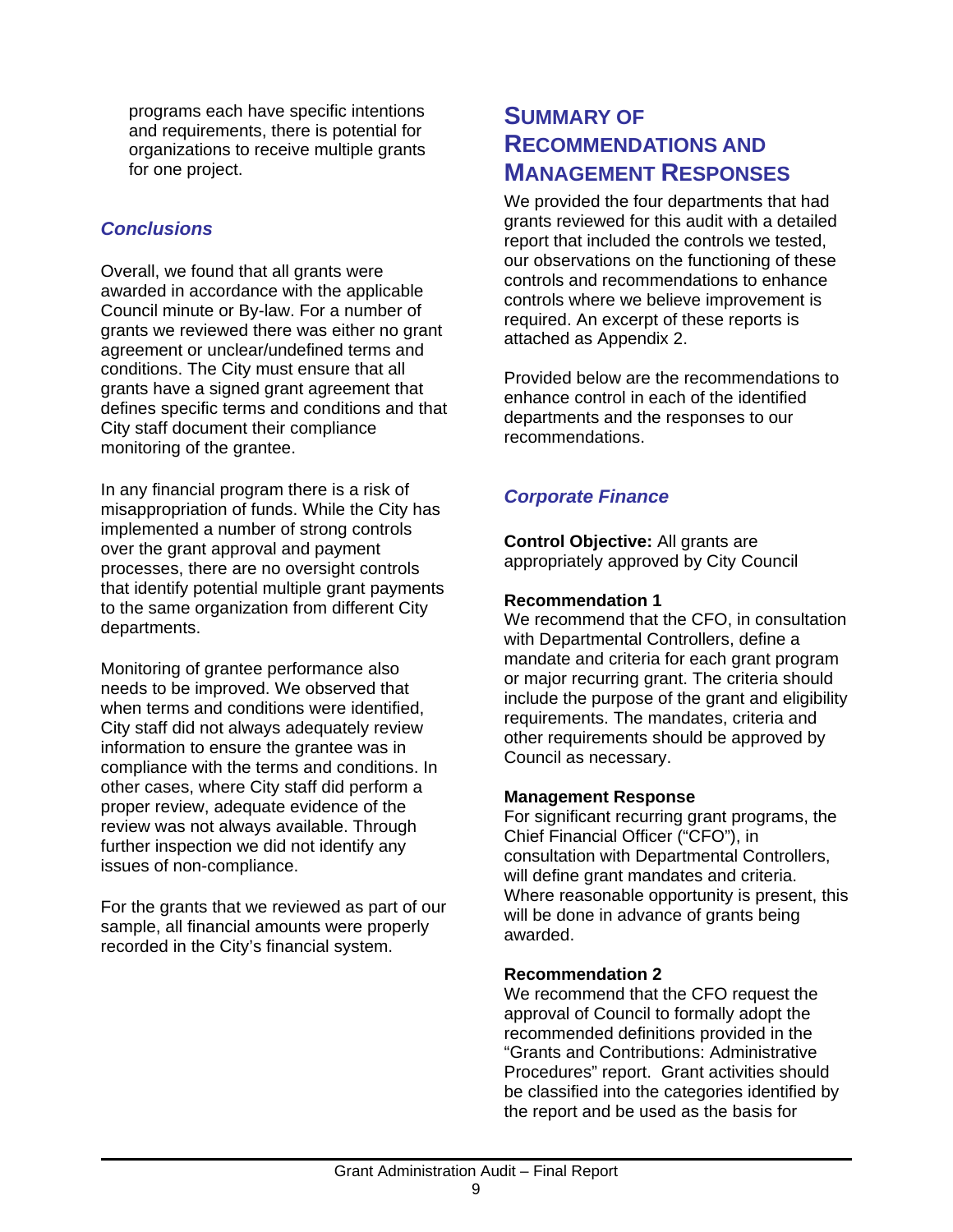programs each have specific intentions and requirements, there is potential for organizations to receive multiple grants for one project.

### *Conclusions*

Overall, we found that all grants were awarded in accordance with the applicable Council minute or By-law. For a number of grants we reviewed there was either no grant agreement or unclear/undefined terms and conditions. The City must ensure that all grants have a signed grant agreement that defines specific terms and conditions and that City staff document their compliance monitoring of the grantee.

In any financial program there is a risk of misappropriation of funds. While the City has implemented a number of strong controls over the grant approval and payment processes, there are no oversight controls that identify potential multiple grant payments to the same organization from different City departments.

Monitoring of grantee performance also needs to be improved. We observed that when terms and conditions were identified, City staff did not always adequately review information to ensure the grantee was in compliance with the terms and conditions. In other cases, where City staff did perform a proper review, adequate evidence of the review was not always available. Through further inspection we did not identify any issues of non-compliance.

For the grants that we reviewed as part of our sample, all financial amounts were properly recorded in the City's financial system.

## SUMMARY OF RECOMMENDATIONS AND MANAGEMENT RESPONSES

We provided the four departments that had grants reviewed for this audit with a detailed report that included the controls we tested, our observations on the functioning of these controls and recommendations to enhance controls where we believe improvement is required. An excerpt of these reports is attached as Appendix 2.

Provided below are the recommendations to enhance control in each of the identified departments and the responses to our recommendations.

### *Corporate Finance*

**Control Objective:** All grants are appropriately approved by City Council

**Recommendation 1**
We recommend that the CFO, in consultation with Departmental Controllers, define a mandate and criteria for each grant program or major recurring grant. The criteria should include the purpose of the grant and eligibility requirements. The mandates, criteria and other requirements should be approved by Council as necessary.

**Management Response**
For significant recurring grant programs, the Chief Financial Officer ("CFO"), in consultation with Departmental Controllers, will define grant mandates and criteria. Where reasonable opportunity is present, this will be done in advance of grants being awarded.

**Recommendation 2**
We recommend that the CFO request the approval of Council to formally adopt the recommended definitions provided in the "Grants and Contributions: Administrative Procedures" report. Grant activities should be classified into the categories identified by the report and be used as the basis for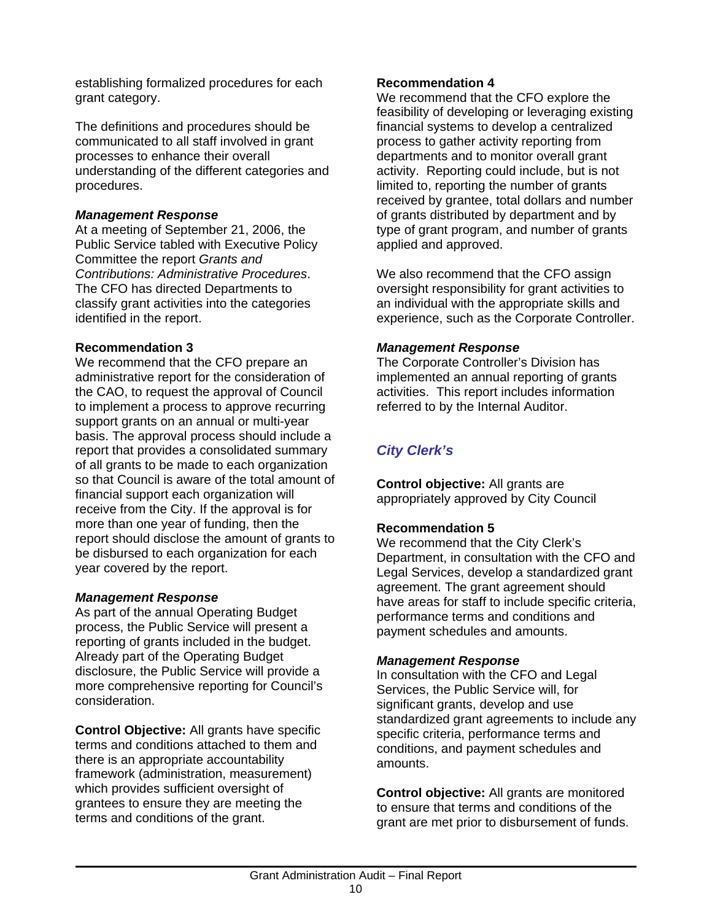establishing formalized procedures for each grant category.

The definitions and procedures should be communicated to all staff involved in grant processes to enhance their overall understanding of the different categories and procedures.

***Management Response***

At a meeting of September 21, 2006, the Public Service tabled with Executive Policy Committee the report *Grants and Contributions: Administrative Procedures*. The CFO has directed Departments to classify grant activities into the categories identified in the report.

**Recommendation 3**

We recommend that the CFO prepare an administrative report for the consideration of the CAO, to request the approval of Council to implement a process to approve recurring support grants on an annual or multi-year basis. The approval process should include a report that provides a consolidated summary of all grants to be made to each organization so that Council is aware of the total amount of financial support each organization will receive from the City. If the approval is for more than one year of funding, then the report should disclose the amount of grants to be disbursed to each organization for each year covered by the report.

***Management Response***

As part of the annual Operating Budget process, the Public Service will present a reporting of grants included in the budget. Already part of the Operating Budget disclosure, the Public Service will provide a more comprehensive reporting for Council's consideration.

**Control Objective:** All grants have specific terms and conditions attached to them and there is an appropriate accountability framework (administration, measurement) which provides sufficient oversight of grantees to ensure they are meeting the terms and conditions of the grant.

**Recommendation 4**

We recommend that the CFO explore the feasibility of developing or leveraging existing financial systems to develop a centralized process to gather activity reporting from departments and to monitor overall grant activity. Reporting could include, but is not limited to, reporting the number of grants received by grantee, total dollars and number of grants distributed by department and by type of grant program, and number of grants applied and approved.

We also recommend that the CFO assign oversight responsibility for grant activities to an individual with the appropriate skills and experience, such as the Corporate Controller.

***Management Response***

The Corporate Controller's Division has implemented an annual reporting of grants activities. This report includes information referred to by the Internal Auditor.

## *City Clerk's*

**Control objective:** All grants are appropriately approved by City Council

**Recommendation 5**

We recommend that the City Clerk's Department, in consultation with the CFO and Legal Services, develop a standardized grant agreement. The grant agreement should have areas for staff to include specific criteria, performance terms and conditions and payment schedules and amounts.

***Management Response***

In consultation with the CFO and Legal Services, the Public Service will, for significant grants, develop and use standardized grant agreements to include any specific criteria, performance terms and conditions, and payment schedules and amounts.

**Control objective:** All grants are monitored to ensure that terms and conditions of the grant are met prior to disbursement of funds.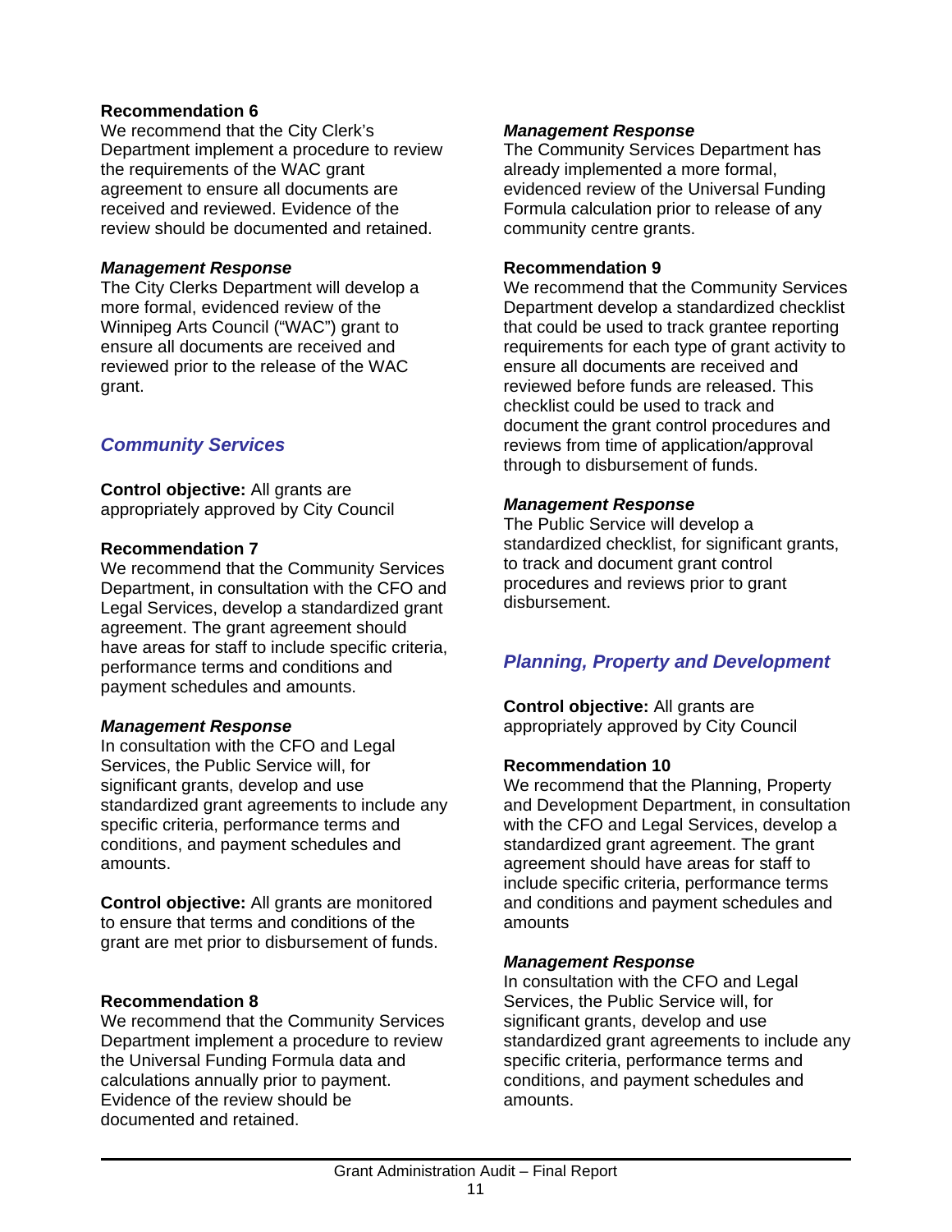**Recommendation 6**
We recommend that the City Clerk's Department implement a procedure to review the requirements of the WAC grant agreement to ensure all documents are received and reviewed. Evidence of the review should be documented and retained.

***Management Response***
The City Clerks Department will develop a more formal, evidenced review of the Winnipeg Arts Council ("WAC") grant to ensure all documents are received and reviewed prior to the release of the WAC grant.

## *Community Services*

**Control objective:** All grants are appropriately approved by City Council

**Recommendation 7**
We recommend that the Community Services Department, in consultation with the CFO and Legal Services, develop a standardized grant agreement. The grant agreement should have areas for staff to include specific criteria, performance terms and conditions and payment schedules and amounts.

***Management Response***
In consultation with the CFO and Legal Services, the Public Service will, for significant grants, develop and use standardized grant agreements to include any specific criteria, performance terms and conditions, and payment schedules and amounts.

**Control objective:** All grants are monitored to ensure that terms and conditions of the grant are met prior to disbursement of funds.

**Recommendation 8**
We recommend that the Community Services Department implement a procedure to review the Universal Funding Formula data and calculations annually prior to payment. Evidence of the review should be documented and retained.

***Management Response***
The Community Services Department has already implemented a more formal, evidenced review of the Universal Funding Formula calculation prior to release of any community centre grants.

**Recommendation 9**
We recommend that the Community Services Department develop a standardized checklist that could be used to track grantee reporting requirements for each type of grant activity to ensure all documents are received and reviewed before funds are released. This checklist could be used to track and document the grant control procedures and reviews from time of application/approval through to disbursement of funds.

***Management Response***
The Public Service will develop a standardized checklist, for significant grants, to track and document grant control procedures and reviews prior to grant disbursement.

## *Planning, Property and Development*

**Control objective:** All grants are appropriately approved by City Council

**Recommendation 10**
We recommend that the Planning, Property and Development Department, in consultation with the CFO and Legal Services, develop a standardized grant agreement. The grant agreement should have areas for staff to include specific criteria, performance terms and conditions and payment schedules and amounts

***Management Response***
In consultation with the CFO and Legal Services, the Public Service will, for significant grants, develop and use standardized grant agreements to include any specific criteria, performance terms and conditions, and payment schedules and amounts.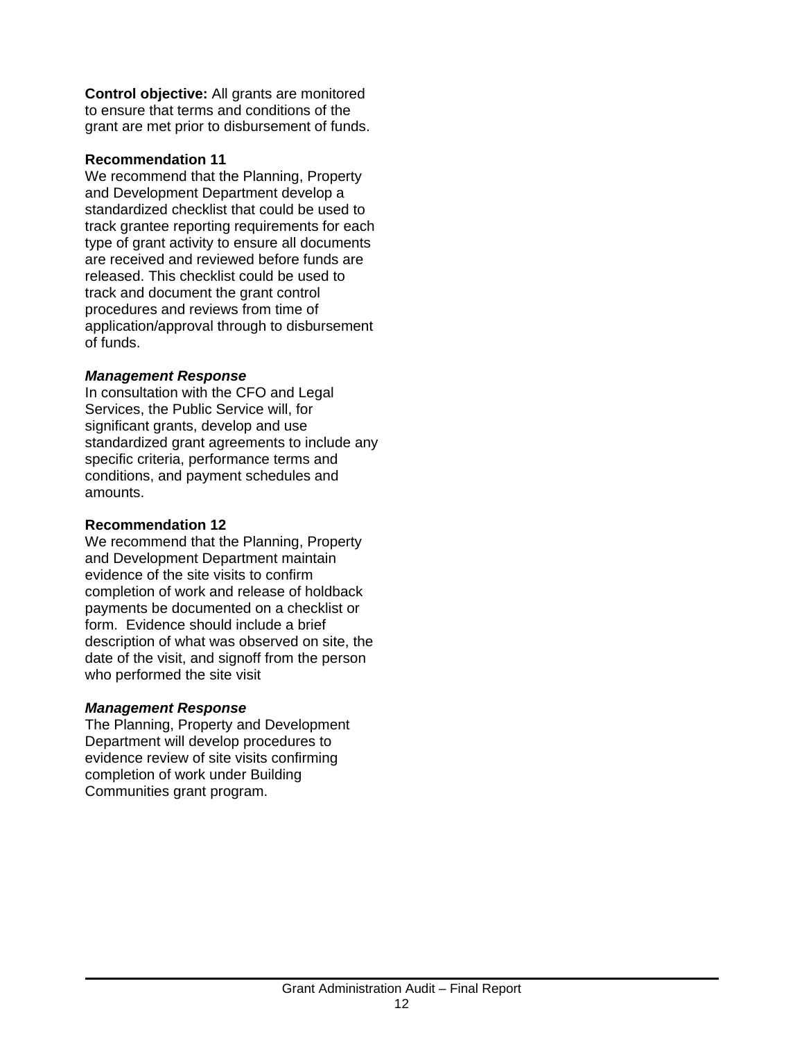**Control objective:** All grants are monitored to ensure that terms and conditions of the grant are met prior to disbursement of funds.

**Recommendation 11**

We recommend that the Planning, Property and Development Department develop a standardized checklist that could be used to track grantee reporting requirements for each type of grant activity to ensure all documents are received and reviewed before funds are released. This checklist could be used to track and document the grant control procedures and reviews from time of application/approval through to disbursement of funds.

***Management Response***

In consultation with the CFO and Legal Services, the Public Service will, for significant grants, develop and use standardized grant agreements to include any specific criteria, performance terms and conditions, and payment schedules and amounts.

**Recommendation 12**

We recommend that the Planning, Property and Development Department maintain evidence of the site visits to confirm completion of work and release of holdback payments be documented on a checklist or form. Evidence should include a brief description of what was observed on site, the date of the visit, and signoff from the person who performed the site visit

***Management Response***

The Planning, Property and Development Department will develop procedures to evidence review of site visits confirming completion of work under Building Communities grant program.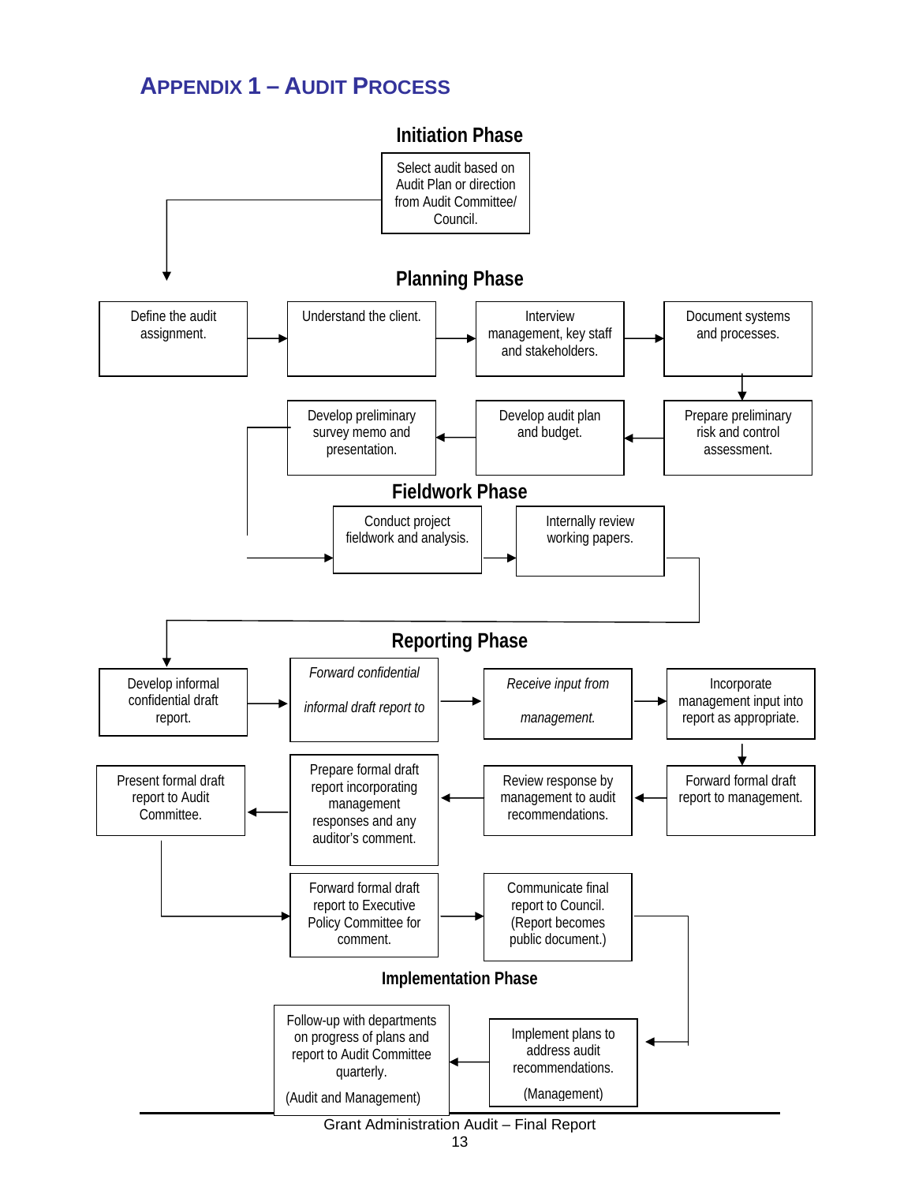## APPENDIX 1 – AUDIT PROCESS

### Initiation Phase

Select audit based on Audit Plan or direction from Audit Committee/ Council.

### Planning Phase

Define the audit assignment.

Understand the client.

Interview management, key staff and stakeholders.

Document systems and processes.

Prepare preliminary risk and control assessment.

Develop audit plan and budget.

Develop preliminary survey memo and presentation.

### Fieldwork Phase

Conduct project fieldwork and analysis.

Internally review working papers.

### Reporting Phase

Develop informal confidential draft report.

*Forward confidential informal draft report to*

*Receive input from management.*

Incorporate management input into report as appropriate.

Forward formal draft report to management.

Review response by management to audit recommendations.

Prepare formal draft report incorporating management responses and any auditor's comment.

Present formal draft report to Audit Committee.

Forward formal draft report to Executive Policy Committee for comment.

Communicate final report to Council. (Report becomes public document.)

### Implementation Phase

Implement plans to address audit recommendations.

(Management)

Follow-up with departments on progress of plans and report to Audit Committee quarterly.

(Audit and Management)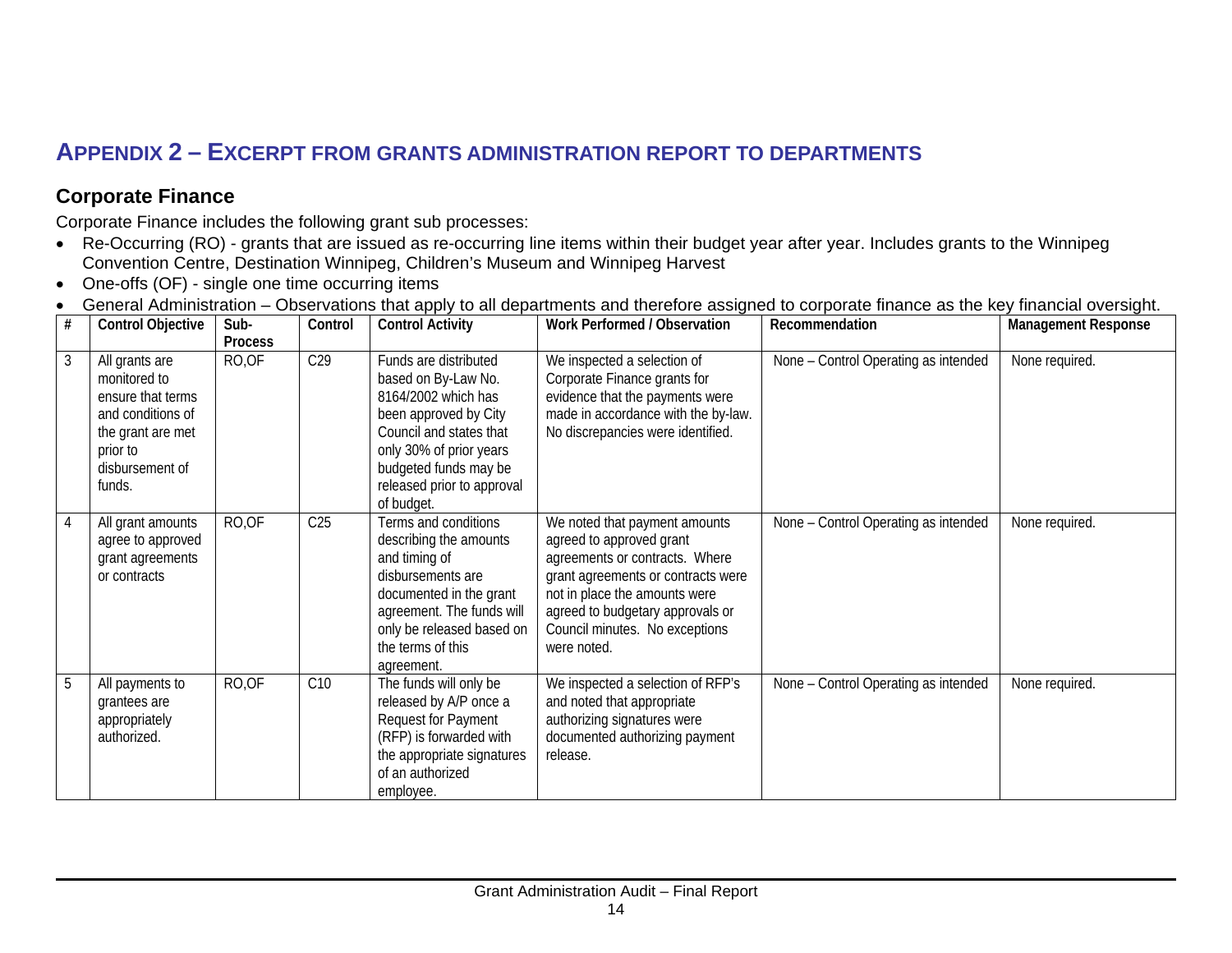# APPENDIX 2 – EXCERPT FROM GRANTS ADMINISTRATION REPORT TO DEPARTMENTS

## Corporate Finance

Corporate Finance includes the following grant sub processes:

- Re-Occurring (RO) - grants that are issued as re-occurring line items within their budget year after year. Includes grants to the Winnipeg Convention Centre, Destination Winnipeg, Children's Museum and Winnipeg Harvest
- One-offs (OF) - single one time occurring items
- General Administration – Observations that apply to all departments and therefore assigned to corporate finance as the key financial oversight.

| # | Control Objective | Sub-Process | Control | Control Activity | Work Performed / Observation | Recommendation | Management Response |
|---|---|---|---|---|---|---|---|
| 3 | All grants are monitored to ensure that terms and conditions of the grant are met prior to disbursement of funds. | RO,OF | C29 | Funds are distributed based on By-Law No. 8164/2002 which has been approved by City Council and states that only 30% of prior years budgeted funds may be released prior to approval of budget. | We inspected a selection of Corporate Finance grants for evidence that the payments were made in accordance with the by-law. No discrepancies were identified. | None – Control Operating as intended | None required. |
| 4 | All grant amounts agree to approved grant agreements or contracts | RO,OF | C25 | Terms and conditions describing the amounts and timing of disbursements are documented in the grant agreement. The funds will only be released based on the terms of this agreement. | We noted that payment amounts agreed to approved grant agreements or contracts. Where grant agreements or contracts were not in place the amounts were agreed to budgetary approvals or Council minutes. No exceptions were noted. | None – Control Operating as intended | None required. |
| 5 | All payments to grantees are appropriately authorized. | RO,OF | C10 | The funds will only be released by A/P once a Request for Payment (RFP) is forwarded with the appropriate signatures of an authorized employee. | We inspected a selection of RFP's and noted that appropriate authorizing signatures were documented authorizing payment release. | None – Control Operating as intended | None required. |